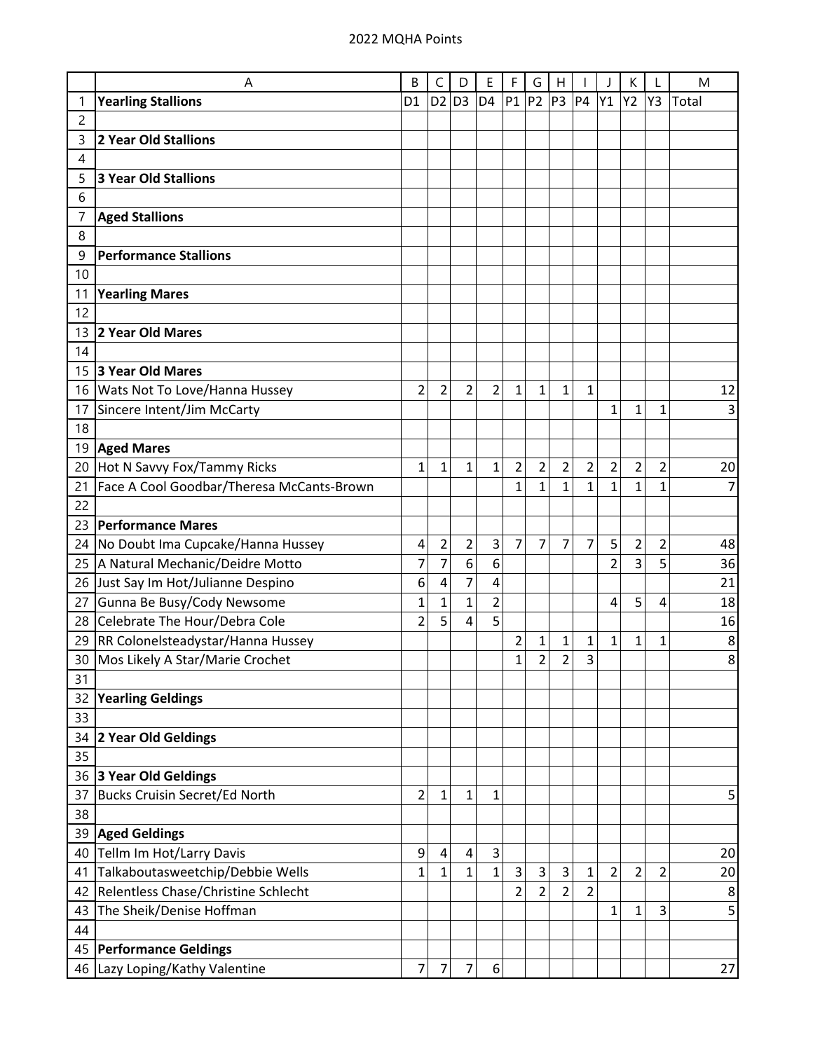# 2022 MQHA Points

| | A | B | C | D | E | F | G | H | I | J | K | L | M |
|---|---|---|---|---|---|---|---|---|---|---|---|---|---|
| 1 | **Yearling Stallions** | D1 | D2 | D3 | D4 | P1 | P2 | P3 | P4 | Y1 | Y2 | Y3 | Total |
| 2 | | | | | | | | | | | | | |
| 3 | **2 Year Old Stallions** | | | | | | | | | | | | |
| 4 | | | | | | | | | | | | | |
| 5 | **3 Year Old Stallions** | | | | | | | | | | | | |
| 6 | | | | | | | | | | | | | |
| 7 | **Aged Stallions** | | | | | | | | | | | | |
| 8 | | | | | | | | | | | | | |
| 9 | **Performance Stallions** | | | | | | | | | | | | |
| 10 | | | | | | | | | | | | | |
| 11 | **Yearling Mares** | | | | | | | | | | | | |
| 12 | | | | | | | | | | | | | |
| 13 | **2 Year Old Mares** | | | | | | | | | | | | |
| 14 | | | | | | | | | | | | | |
| 15 | **3 Year Old Mares** | | | | | | | | | | | | |
| 16 | Wats Not To Love/Hanna Hussey | 2 | 2 | 2 | 2 | 1 | 1 | 1 | 1 | | | | 12 |
| 17 | Sincere Intent/Jim McCarty | | | | | | | | | 1 | 1 | 1 | 3 |
| 18 | | | | | | | | | | | | | |
| 19 | **Aged Mares** | | | | | | | | | | | | |
| 20 | Hot N Savvy Fox/Tammy Ricks | 1 | 1 | 1 | 1 | 2 | 2 | 2 | 2 | 2 | 2 | 2 | 20 |
| 21 | Face A Cool Goodbar/Theresa McCants-Brown | | | | | 1 | 1 | 1 | 1 | 1 | 1 | 1 | 7 |
| 22 | | | | | | | | | | | | | |
| 23 | **Performance Mares** | | | | | | | | | | | | |
| 24 | No Doubt Ima Cupcake/Hanna Hussey | 4 | 2 | 2 | 3 | 7 | 7 | 7 | 7 | 5 | 2 | 2 | 48 |
| 25 | A Natural Mechanic/Deidre Motto | 7 | 7 | 6 | 6 | | | | | 2 | 3 | 5 | 36 |
| 26 | Just Say Im Hot/Julianne Despino | 6 | 4 | 7 | 4 | | | | | | | | 21 |
| 27 | Gunna Be Busy/Cody Newsome | 1 | 1 | 1 | 2 | | | | | 4 | 5 | 4 | 18 |
| 28 | Celebrate The Hour/Debra Cole | 2 | 5 | 4 | 5 | | | | | | | | 16 |
| 29 | RR Colonelsteadystar/Hanna Hussey | | | | | 2 | 1 | 1 | 1 | 1 | 1 | 1 | 8 |
| 30 | Mos Likely A Star/Marie Crochet | | | | | 1 | 2 | 2 | 3 | | | | 8 |
| 31 | | | | | | | | | | | | | |
| 32 | **Yearling Geldings** | | | | | | | | | | | | |
| 33 | | | | | | | | | | | | | |
| 34 | **2 Year Old Geldings** | | | | | | | | | | | | |
| 35 | | | | | | | | | | | | | |
| 36 | **3 Year Old Geldings** | | | | | | | | | | | | |
| 37 | Bucks Cruisin Secret/Ed North | 2 | 1 | 1 | 1 | | | | | | | | 5 |
| 38 | | | | | | | | | | | | | |
| 39 | **Aged Geldings** | | | | | | | | | | | | |
| 40 | Tellm Im Hot/Larry Davis | 9 | 4 | 4 | 3 | | | | | | | | 20 |
| 41 | Talkaboutasweetchip/Debbie Wells | 1 | 1 | 1 | 1 | 3 | 3 | 3 | 1 | 2 | 2 | 2 | 20 |
| 42 | Relentless Chase/Christine Schlecht | | | | | 2 | 2 | 2 | 2 | | | | 8 |
| 43 | The Sheik/Denise Hoffman | | | | | | | | | 1 | 1 | 3 | 5 |
| 44 | | | | | | | | | | | | | |
| 45 | **Performance Geldings** | | | | | | | | | | | | |
| 46 | Lazy Loping/Kathy Valentine | 7 | 7 | 7 | 6 | | | | | | | | 27 |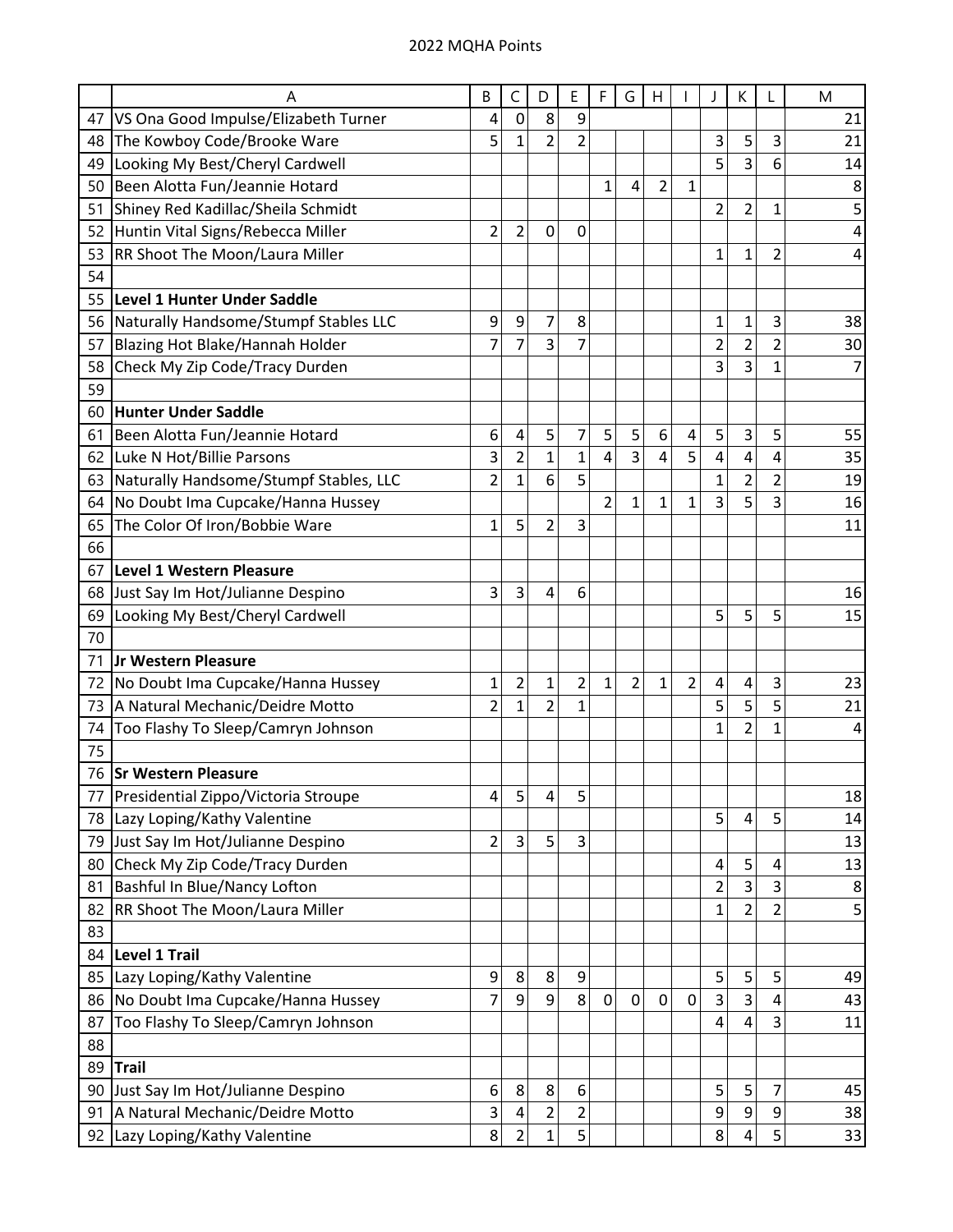## 2022 MQHA Points

| | A | B | C | D | E | F | G | H | I | J | K | L | M |
|---|---|---|---|---|---|---|---|---|---|---|---|---|---|
| 47 | VS Ona Good Impulse/Elizabeth Turner | 4 | 0 | 8 | 9 | | | | | | | | 21 |
| 48 | The Kowboy Code/Brooke Ware | 5 | 1 | 2 | 2 | | | | | 3 | 5 | 3 | 21 |
| 49 | Looking My Best/Cheryl Cardwell | | | | | | | | | 5 | 3 | 6 | 14 |
| 50 | Been Alotta Fun/Jeannie Hotard | | | | | 1 | 4 | 2 | 1 | | | | 8 |
| 51 | Shiney Red Kadillac/Sheila Schmidt | | | | | | | | | 2 | 2 | 1 | 5 |
| 52 | Huntin Vital Signs/Rebecca Miller | 2 | 2 | 0 | 0 | | | | | | | | 4 |
| 53 | RR Shoot The Moon/Laura Miller | | | | | | | | | 1 | 1 | 2 | 4 |
| 54 | | | | | | | | | | | | | |
| 55 | **Level 1 Hunter Under Saddle** | | | | | | | | | | | | |
| 56 | Naturally Handsome/Stumpf Stables LLC | 9 | 9 | 7 | 8 | | | | | 1 | 1 | 3 | 38 |
| 57 | Blazing Hot Blake/Hannah Holder | 7 | 7 | 3 | 7 | | | | | 2 | 2 | 2 | 30 |
| 58 | Check My Zip Code/Tracy Durden | | | | | | | | | 3 | 3 | 1 | 7 |
| 59 | | | | | | | | | | | | | |
| 60 | **Hunter Under Saddle** | | | | | | | | | | | | |
| 61 | Been Alotta Fun/Jeannie Hotard | 6 | 4 | 5 | 7 | 5 | 5 | 6 | 4 | 5 | 3 | 5 | 55 |
| 62 | Luke N Hot/Billie Parsons | 3 | 2 | 1 | 1 | 4 | 3 | 4 | 5 | 4 | 4 | 4 | 35 |
| 63 | Naturally Handsome/Stumpf Stables, LLC | 2 | 1 | 6 | 5 | | | | | 1 | 2 | 2 | 19 |
| 64 | No Doubt Ima Cupcake/Hanna Hussey | | | | | 2 | 1 | 1 | 1 | 3 | 5 | 3 | 16 |
| 65 | The Color Of Iron/Bobbie Ware | 1 | 5 | 2 | 3 | | | | | | | | 11 |
| 66 | | | | | | | | | | | | | |
| 67 | **Level 1 Western Pleasure** | | | | | | | | | | | | |
| 68 | Just Say Im Hot/Julianne Despino | 3 | 3 | 4 | 6 | | | | | | | | 16 |
| 69 | Looking My Best/Cheryl Cardwell | | | | | | | | | 5 | 5 | 5 | 15 |
| 70 | | | | | | | | | | | | | |
| 71 | **Jr Western Pleasure** | | | | | | | | | | | | |
| 72 | No Doubt Ima Cupcake/Hanna Hussey | 1 | 2 | 1 | 2 | 1 | 2 | 1 | 2 | 4 | 4 | 3 | 23 |
| 73 | A Natural Mechanic/Deidre Motto | 2 | 1 | 2 | 1 | | | | | 5 | 5 | 5 | 21 |
| 74 | Too Flashy To Sleep/Camryn Johnson | | | | | | | | | 1 | 2 | 1 | 4 |
| 75 | | | | | | | | | | | | | |
| 76 | **Sr Western Pleasure** | | | | | | | | | | | | |
| 77 | Presidential Zippo/Victoria Stroupe | 4 | 5 | 4 | 5 | | | | | | | | 18 |
| 78 | Lazy Loping/Kathy Valentine | | | | | | | | | 5 | 4 | 5 | 14 |
| 79 | Just Say Im Hot/Julianne Despino | 2 | 3 | 5 | 3 | | | | | | | | 13 |
| 80 | Check My Zip Code/Tracy Durden | | | | | | | | | 4 | 5 | 4 | 13 |
| 81 | Bashful In Blue/Nancy Lofton | | | | | | | | | 2 | 3 | 3 | 8 |
| 82 | RR Shoot The Moon/Laura Miller | | | | | | | | | 1 | 2 | 2 | 5 |
| 83 | | | | | | | | | | | | | |
| 84 | **Level 1 Trail** | | | | | | | | | | | | |
| 85 | Lazy Loping/Kathy Valentine | 9 | 8 | 8 | 9 | | | | | 5 | 5 | 5 | 49 |
| 86 | No Doubt Ima Cupcake/Hanna Hussey | 7 | 9 | 9 | 8 | 0 | 0 | 0 | 0 | 3 | 3 | 4 | 43 |
| 87 | Too Flashy To Sleep/Camryn Johnson | | | | | | | | | 4 | 4 | 3 | 11 |
| 88 | | | | | | | | | | | | | |
| 89 | **Trail** | | | | | | | | | | | | |
| 90 | Just Say Im Hot/Julianne Despino | 6 | 8 | 8 | 6 | | | | | 5 | 5 | 7 | 45 |
| 91 | A Natural Mechanic/Deidre Motto | 3 | 4 | 2 | 2 | | | | | 9 | 9 | 9 | 38 |
| 92 | Lazy Loping/Kathy Valentine | 8 | 2 | 1 | 5 | | | | | 8 | 4 | 5 | 33 |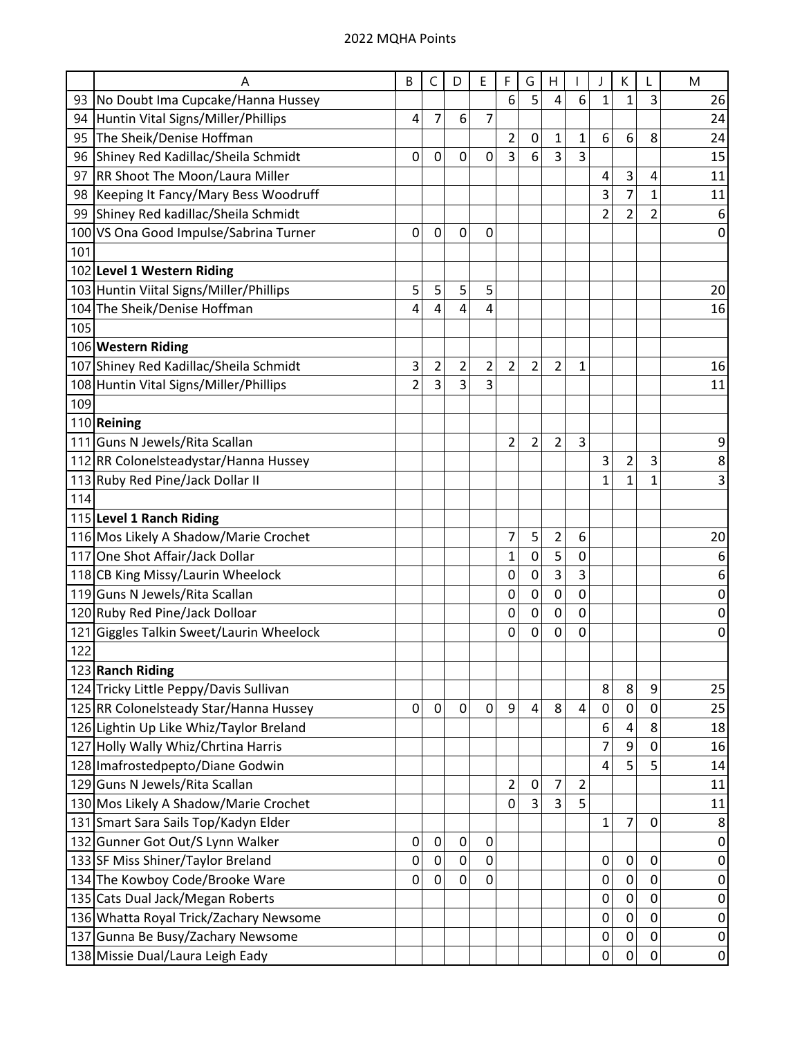2022 MQHA Points

| | A | B | C | D | E | F | G | H | I | J | K | L | M |
|---|---|---|---|---|---|---|---|---|---|---|---|---|---|
| 93 | No Doubt Ima Cupcake/Hanna Hussey | | | | | 6 | 5 | 4 | 6 | 1 | 1 | 3 | 26 |
| 94 | Huntin Vital Signs/Miller/Phillips | 4 | 7 | 6 | 7 | | | | | | | | 24 |
| 95 | The Sheik/Denise Hoffman | | | | | 2 | 0 | 1 | 1 | 6 | 6 | 8 | 24 |
| 96 | Shiney Red Kadillac/Sheila Schmidt | 0 | 0 | 0 | 0 | 3 | 6 | 3 | 3 | | | | 15 |
| 97 | RR Shoot The Moon/Laura Miller | | | | | | | | | 4 | 3 | 4 | 11 |
| 98 | Keeping It Fancy/Mary Bess Woodruff | | | | | | | | | 3 | 7 | 1 | 11 |
| 99 | Shiney Red kadillac/Sheila Schmidt | | | | | | | | | 2 | 2 | 2 | 6 |
| 100 | VS Ona Good Impulse/Sabrina Turner | 0 | 0 | 0 | 0 | | | | | | | | 0 |
| 101 | | | | | | | | | | | | | |
| 102 | **Level 1 Western Riding** | | | | | | | | | | | | |
| 103 | Huntin Viital Signs/Miller/Phillips | 5 | 5 | 5 | 5 | | | | | | | | 20 |
| 104 | The Sheik/Denise Hoffman | 4 | 4 | 4 | 4 | | | | | | | | 16 |
| 105 | | | | | | | | | | | | | |
| 106 | **Western Riding** | | | | | | | | | | | | |
| 107 | Shiney Red Kadillac/Sheila Schmidt | 3 | 2 | 2 | 2 | 2 | 2 | 2 | 1 | | | | 16 |
| 108 | Huntin Vital Signs/Miller/Phillips | 2 | 3 | 3 | 3 | | | | | | | | 11 |
| 109 | | | | | | | | | | | | | |
| 110 | **Reining** | | | | | | | | | | | | |
| 111 | Guns N Jewels/Rita Scallan | | | | | 2 | 2 | 2 | 3 | | | | 9 |
| 112 | RR Colonelsteadystar/Hanna Hussey | | | | | | | | | 3 | 2 | 3 | 8 |
| 113 | Ruby Red Pine/Jack Dollar II | | | | | | | | | 1 | 1 | 1 | 3 |
| 114 | | | | | | | | | | | | | |
| 115 | **Level 1 Ranch Riding** | | | | | | | | | | | | |
| 116 | Mos Likely A Shadow/Marie Crochet | | | | | 7 | 5 | 2 | 6 | | | | 20 |
| 117 | One Shot Affair/Jack Dollar | | | | | 1 | 0 | 5 | 0 | | | | 6 |
| 118 | CB King Missy/Laurin Wheelock | | | | | 0 | 0 | 3 | 3 | | | | 6 |
| 119 | Guns N Jewels/Rita Scallan | | | | | 0 | 0 | 0 | 0 | | | | 0 |
| 120 | Ruby Red Pine/Jack Dolloar | | | | | 0 | 0 | 0 | 0 | | | | 0 |
| 121 | Giggles Talkin Sweet/Laurin Wheelock | | | | | 0 | 0 | 0 | 0 | | | | 0 |
| 122 | | | | | | | | | | | | | |
| 123 | **Ranch Riding** | | | | | | | | | | | | |
| 124 | Tricky Little Peppy/Davis Sullivan | | | | | | | | | 8 | 8 | 9 | 25 |
| 125 | RR Colonelsteady Star/Hanna Hussey | 0 | 0 | 0 | 0 | 9 | 4 | 8 | 4 | 0 | 0 | 0 | 25 |
| 126 | Lightin Up Like Whiz/Taylor Breland | | | | | | | | | 6 | 4 | 8 | 18 |
| 127 | Holly Wally Whiz/Chrtina Harris | | | | | | | | | 7 | 9 | 0 | 16 |
| 128 | Imafrostedpepto/Diane Godwin | | | | | | | | | 4 | 5 | 5 | 14 |
| 129 | Guns N Jewels/Rita Scallan | | | | | 2 | 0 | 7 | 2 | | | | 11 |
| 130 | Mos Likely A Shadow/Marie Crochet | | | | | 0 | 3 | 3 | 5 | | | | 11 |
| 131 | Smart Sara Sails Top/Kadyn Elder | | | | | | | | | 1 | 7 | 0 | 8 |
| 132 | Gunner Got Out/S Lynn Walker | 0 | 0 | 0 | 0 | | | | | | | | 0 |
| 133 | SF Miss Shiner/Taylor Breland | 0 | 0 | 0 | 0 | | | | | 0 | 0 | 0 | 0 |
| 134 | The Kowboy Code/Brooke Ware | 0 | 0 | 0 | 0 | | | | | 0 | 0 | 0 | 0 |
| 135 | Cats Dual Jack/Megan Roberts | | | | | | | | | 0 | 0 | 0 | 0 |
| 136 | Whatta Royal Trick/Zachary Newsome | | | | | | | | | 0 | 0 | 0 | 0 |
| 137 | Gunna Be Busy/Zachary Newsome | | | | | | | | | 0 | 0 | 0 | 0 |
| 138 | Missie Dual/Laura Leigh Eady | | | | | | | | | 0 | 0 | 0 | 0 |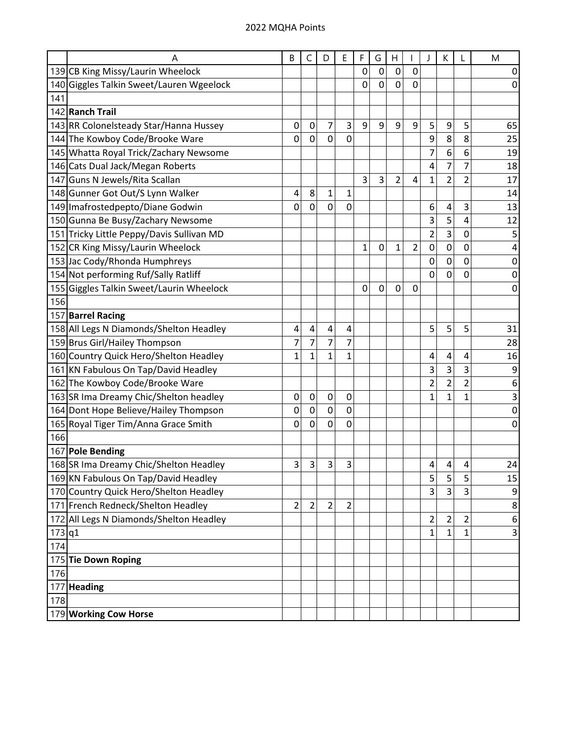## 2022 MQHA Points

| | A | B | C | D | E | F | G | H | I | J | K | L | M |
|---|---|---|---|---|---|---|---|---|---|---|---|---|---|
| 139 | CB King Missy/Laurin Wheelock | | | | | 0 | 0 | 0 | 0 | | | | 0 |
| 140 | Giggles Talkin Sweet/Lauren Wgeelock | | | | | 0 | 0 | 0 | 0 | | | | 0 |
| 141 | | | | | | | | | | | | | |
| 142 | **Ranch Trail** | | | | | | | | | | | | |
| 143 | RR Colonelsteady Star/Hanna Hussey | 0 | 0 | 7 | 3 | 9 | 9 | 9 | 9 | 5 | 9 | 5 | 65 |
| 144 | The Kowboy Code/Brooke Ware | 0 | 0 | 0 | 0 | | | | | 9 | 8 | 8 | 25 |
| 145 | Whatta Royal Trick/Zachary Newsome | | | | | | | | | 7 | 6 | 6 | 19 |
| 146 | Cats Dual Jack/Megan Roberts | | | | | | | | | 4 | 7 | 7 | 18 |
| 147 | Guns N Jewels/Rita Scallan | | | | | 3 | 3 | 2 | 4 | 1 | 2 | 2 | 17 |
| 148 | Gunner Got Out/S Lynn Walker | 4 | 8 | 1 | 1 | | | | | | | | 14 |
| 149 | Imafrostedpepto/Diane Godwin | 0 | 0 | 0 | 0 | | | | | 6 | 4 | 3 | 13 |
| 150 | Gunna Be Busy/Zachary Newsome | | | | | | | | | 3 | 5 | 4 | 12 |
| 151 | Tricky Little Peppy/Davis Sullivan MD | | | | | | | | | 2 | 3 | 0 | 5 |
| 152 | CR King Missy/Laurin Wheelock | | | | | 1 | 0 | 1 | 2 | 0 | 0 | 0 | 4 |
| 153 | Jac Cody/Rhonda Humphreys | | | | | | | | | 0 | 0 | 0 | 0 |
| 154 | Not performing Ruf/Sally Ratliff | | | | | | | | | 0 | 0 | 0 | 0 |
| 155 | Giggles Talkin Sweet/Laurin Wheelock | | | | | 0 | 0 | 0 | 0 | | | | 0 |
| 156 | | | | | | | | | | | | | |
| 157 | **Barrel Racing** | | | | | | | | | | | | |
| 158 | All Legs N Diamonds/Shelton Headley | 4 | 4 | 4 | 4 | | | | | 5 | 5 | 5 | 31 |
| 159 | Brus Girl/Hailey Thompson | 7 | 7 | 7 | 7 | | | | | | | | 28 |
| 160 | Country Quick Hero/Shelton Headley | 1 | 1 | 1 | 1 | | | | | 4 | 4 | 4 | 16 |
| 161 | KN Fabulous On Tap/David Headley | | | | | | | | | 3 | 3 | 3 | 9 |
| 162 | The Kowboy Code/Brooke Ware | | | | | | | | | 2 | 2 | 2 | 6 |
| 163 | SR Ima Dreamy Chic/Shelton headley | 0 | 0 | 0 | 0 | | | | | 1 | 1 | 1 | 3 |
| 164 | Dont Hope Believe/Hailey Thompson | 0 | 0 | 0 | 0 | | | | | | | | 0 |
| 165 | Royal Tiger Tim/Anna Grace Smith | 0 | 0 | 0 | 0 | | | | | | | | 0 |
| 166 | | | | | | | | | | | | | |
| 167 | **Pole Bending** | | | | | | | | | | | | |
| 168 | SR Ima Dreamy Chic/Shelton Headley | 3 | 3 | 3 | 3 | | | | | 4 | 4 | 4 | 24 |
| 169 | KN Fabulous On Tap/David Headley | | | | | | | | | 5 | 5 | 5 | 15 |
| 170 | Country Quick Hero/Shelton Headley | | | | | | | | | 3 | 3 | 3 | 9 |
| 171 | French Redneck/Shelton Headley | 2 | 2 | 2 | 2 | | | | | | | | 8 |
| 172 | All Legs N Diamonds/Shelton Headley | | | | | | | | | 2 | 2 | 2 | 6 |
| 173 | q1 | | | | | | | | | 1 | 1 | 1 | 3 |
| 174 | | | | | | | | | | | | | |
| 175 | **Tie Down Roping** | | | | | | | | | | | | |
| 176 | | | | | | | | | | | | | |
| 177 | **Heading** | | | | | | | | | | | | |
| 178 | | | | | | | | | | | | | |
| 179 | **Working Cow Horse** | | | | | | | | | | | | |